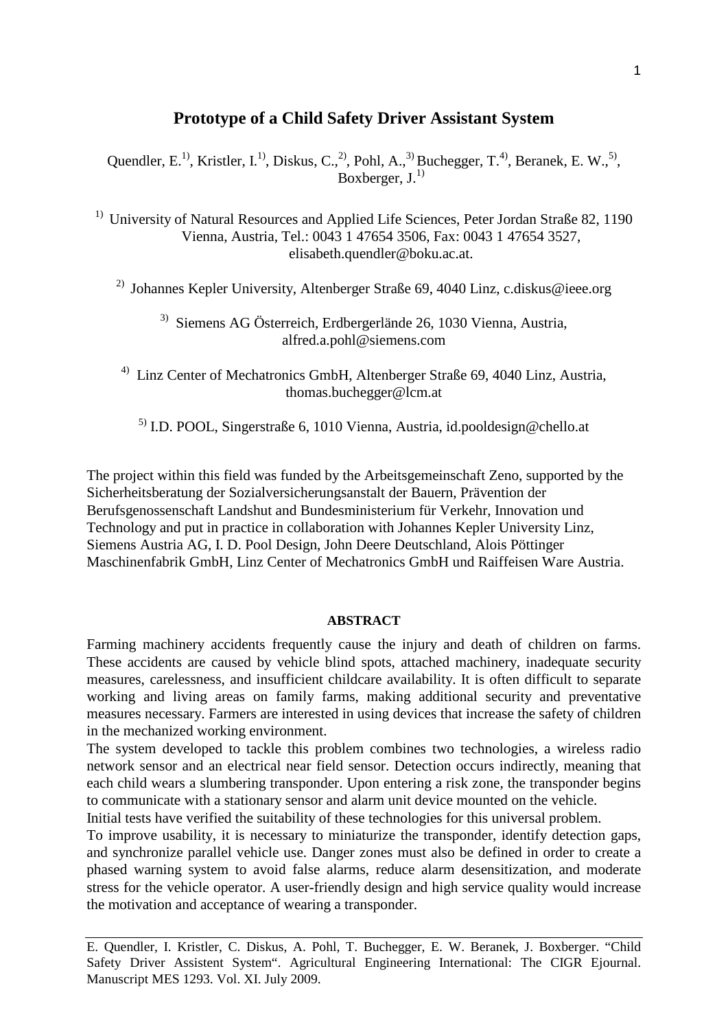# Prototype of a Child Safety Driver Assistant System

Quendler, E.[1], Kristler, I.[1], Diskus, C.,[2], Pohl, A.,[3] Buchegger, T.[4], Beranek, E. W.,[5], Boxberger, J.[1]

[1] University of Natural Resources and Applied Life Sciences, Peter Jordan Straße 82, 1190 Vienna, Austria, Tel.: 0043 1 47654 3506, Fax: 0043 1 47654 3527, elisabeth.quendler@boku.ac.at.

[2] Johannes Kepler University, Altenberger Straße 69, 4040 Linz, c.diskus@ieee.org

[3] Siemens AG Österreich, Erdbergerlände 26, 1030 Vienna, Austria, alfred.a.pohl@siemens.com

[4] Linz Center of Mechatronics GmbH, Altenberger Straße 69, 4040 Linz, Austria, thomas.buchegger@lcm.at

[5] I.D. POOL, Singerstraße 6, 1010 Vienna, Austria, id.pooldesign@chello.at

The project within this field was funded by the Arbeitsgemeinschaft Zeno, supported by the Sicherheitsberatung der Sozialversicherungsanstalt der Bauern, Prävention der Berufsgenossenschaft Landshut and Bundesministerium für Verkehr, Innovation und Technology and put in practice in collaboration with Johannes Kepler University Linz, Siemens Austria AG, I. D. Pool Design, John Deere Deutschland, Alois Pöttinger Maschinenfabrik GmbH, Linz Center of Mechatronics GmbH und Raiffeisen Ware Austria.

## ABSTRACT

Farming machinery accidents frequently cause the injury and death of children on farms. These accidents are caused by vehicle blind spots, attached machinery, inadequate security measures, carelessness, and insufficient childcare availability. It is often difficult to separate working and living areas on family farms, making additional security and preventative measures necessary. Farmers are interested in using devices that increase the safety of children in the mechanized working environment.

The system developed to tackle this problem combines two technologies, a wireless radio network sensor and an electrical near field sensor. Detection occurs indirectly, meaning that each child wears a slumbering transponder. Upon entering a risk zone, the transponder begins to communicate with a stationary sensor and alarm unit device mounted on the vehicle.

Initial tests have verified the suitability of these technologies for this universal problem.

To improve usability, it is necessary to miniaturize the transponder, identify detection gaps, and synchronize parallel vehicle use. Danger zones must also be defined in order to create a phased warning system to avoid false alarms, reduce alarm desensitization, and moderate stress for the vehicle operator. A user-friendly design and high service quality would increase the motivation and acceptance of wearing a transponder.

E. Quendler, I. Kristler, C. Diskus, A. Pohl, T. Buchegger, E. W. Beranek, J. Boxberger. "Child Safety Driver Assistent System". Agricultural Engineering International: The CIGR Ejournal. Manuscript MES 1293. Vol. XI. July 2009.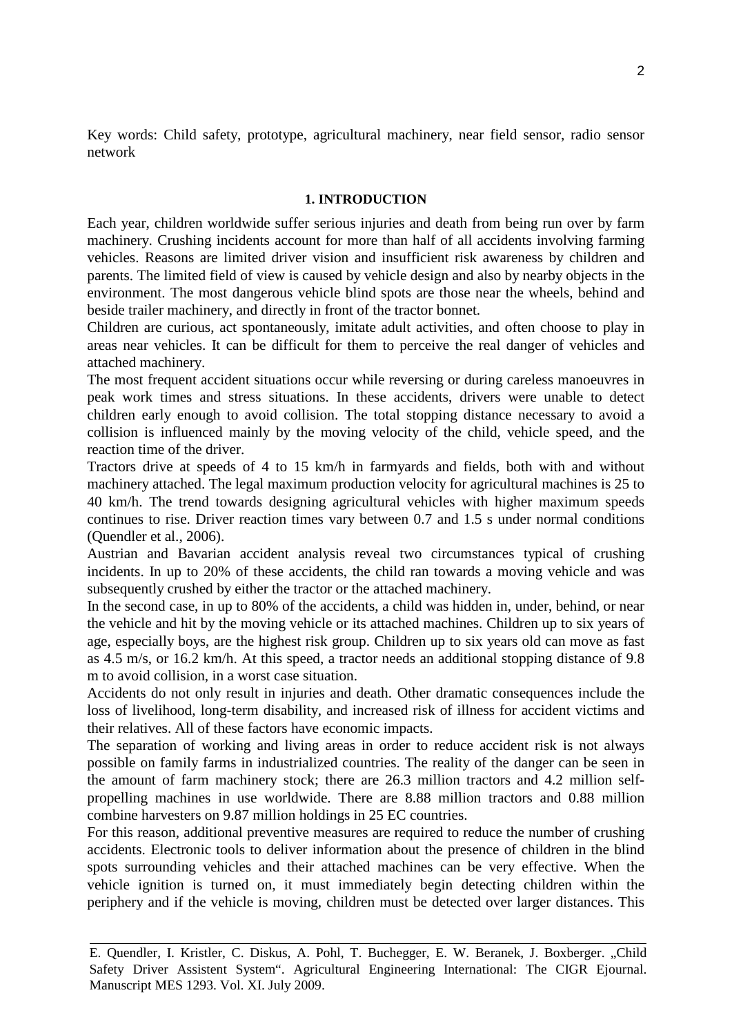Key words: Child safety, prototype, agricultural machinery, near field sensor, radio sensor network

## 1. INTRODUCTION

Each year, children worldwide suffer serious injuries and death from being run over by farm machinery. Crushing incidents account for more than half of all accidents involving farming vehicles. Reasons are limited driver vision and insufficient risk awareness by children and parents. The limited field of view is caused by vehicle design and also by nearby objects in the environment. The most dangerous vehicle blind spots are those near the wheels, behind and beside trailer machinery, and directly in front of the tractor bonnet.

Children are curious, act spontaneously, imitate adult activities, and often choose to play in areas near vehicles. It can be difficult for them to perceive the real danger of vehicles and attached machinery.

The most frequent accident situations occur while reversing or during careless manoeuvres in peak work times and stress situations. In these accidents, drivers were unable to detect children early enough to avoid collision. The total stopping distance necessary to avoid a collision is influenced mainly by the moving velocity of the child, vehicle speed, and the reaction time of the driver.

Tractors drive at speeds of 4 to 15 km/h in farmyards and fields, both with and without machinery attached. The legal maximum production velocity for agricultural machines is 25 to 40 km/h. The trend towards designing agricultural vehicles with higher maximum speeds continues to rise. Driver reaction times vary between 0.7 and 1.5 s under normal conditions (Quendler et al., 2006).

Austrian and Bavarian accident analysis reveal two circumstances typical of crushing incidents. In up to 20% of these accidents, the child ran towards a moving vehicle and was subsequently crushed by either the tractor or the attached machinery.

In the second case, in up to 80% of the accidents, a child was hidden in, under, behind, or near the vehicle and hit by the moving vehicle or its attached machines. Children up to six years of age, especially boys, are the highest risk group. Children up to six years old can move as fast as 4.5 m/s, or 16.2 km/h. At this speed, a tractor needs an additional stopping distance of 9.8 m to avoid collision, in a worst case situation.

Accidents do not only result in injuries and death. Other dramatic consequences include the loss of livelihood, long-term disability, and increased risk of illness for accident victims and their relatives. All of these factors have economic impacts.

The separation of working and living areas in order to reduce accident risk is not always possible on family farms in industrialized countries. The reality of the danger can be seen in the amount of farm machinery stock; there are 26.3 million tractors and 4.2 million self-propelling machines in use worldwide. There are 8.88 million tractors and 0.88 million combine harvesters on 9.87 million holdings in 25 EC countries.

For this reason, additional preventive measures are required to reduce the number of crushing accidents. Electronic tools to deliver information about the presence of children in the blind spots surrounding vehicles and their attached machines can be very effective. When the vehicle ignition is turned on, it must immediately begin detecting children within the periphery and if the vehicle is moving, children must be detected over larger distances. This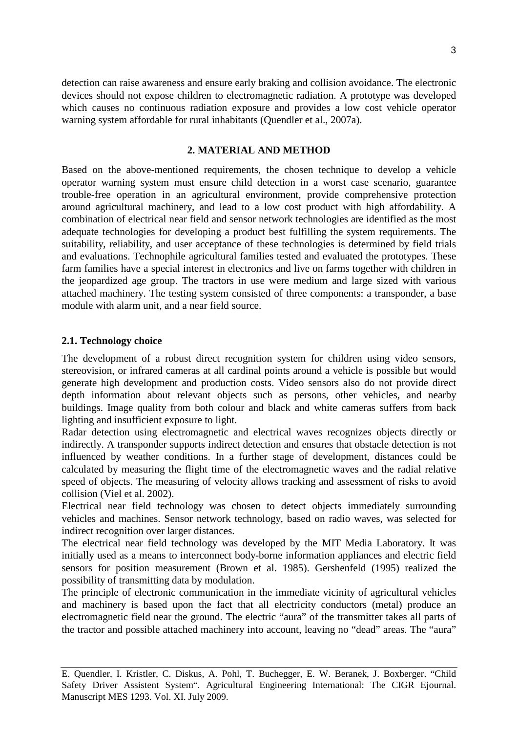detection can raise awareness and ensure early braking and collision avoidance. The electronic devices should not expose children to electromagnetic radiation. A prototype was developed which causes no continuous radiation exposure and provides a low cost vehicle operator warning system affordable for rural inhabitants (Quendler et al., 2007a).

## 2. MATERIAL AND METHOD

Based on the above-mentioned requirements, the chosen technique to develop a vehicle operator warning system must ensure child detection in a worst case scenario, guarantee trouble-free operation in an agricultural environment, provide comprehensive protection around agricultural machinery, and lead to a low cost product with high affordability. A combination of electrical near field and sensor network technologies are identified as the most adequate technologies for developing a product best fulfilling the system requirements. The suitability, reliability, and user acceptance of these technologies is determined by field trials and evaluations. Technophile agricultural families tested and evaluated the prototypes. These farm families have a special interest in electronics and live on farms together with children in the jeopardized age group. The tractors in use were medium and large sized with various attached machinery. The testing system consisted of three components: a transponder, a base module with alarm unit, and a near field source.

### 2.1. Technology choice

The development of a robust direct recognition system for children using video sensors, stereovision, or infrared cameras at all cardinal points around a vehicle is possible but would generate high development and production costs. Video sensors also do not provide direct depth information about relevant objects such as persons, other vehicles, and nearby buildings. Image quality from both colour and black and white cameras suffers from back lighting and insufficient exposure to light.

Radar detection using electromagnetic and electrical waves recognizes objects directly or indirectly. A transponder supports indirect detection and ensures that obstacle detection is not influenced by weather conditions. In a further stage of development, distances could be calculated by measuring the flight time of the electromagnetic waves and the radial relative speed of objects. The measuring of velocity allows tracking and assessment of risks to avoid collision (Viel et al. 2002).

Electrical near field technology was chosen to detect objects immediately surrounding vehicles and machines. Sensor network technology, based on radio waves, was selected for indirect recognition over larger distances.

The electrical near field technology was developed by the MIT Media Laboratory. It was initially used as a means to interconnect body-borne information appliances and electric field sensors for position measurement (Brown et al. 1985). Gershenfeld (1995) realized the possibility of transmitting data by modulation.

The principle of electronic communication in the immediate vicinity of agricultural vehicles and machinery is based upon the fact that all electricity conductors (metal) produce an electromagnetic field near the ground. The electric "aura" of the transmitter takes all parts of the tractor and possible attached machinery into account, leaving no "dead" areas. The "aura"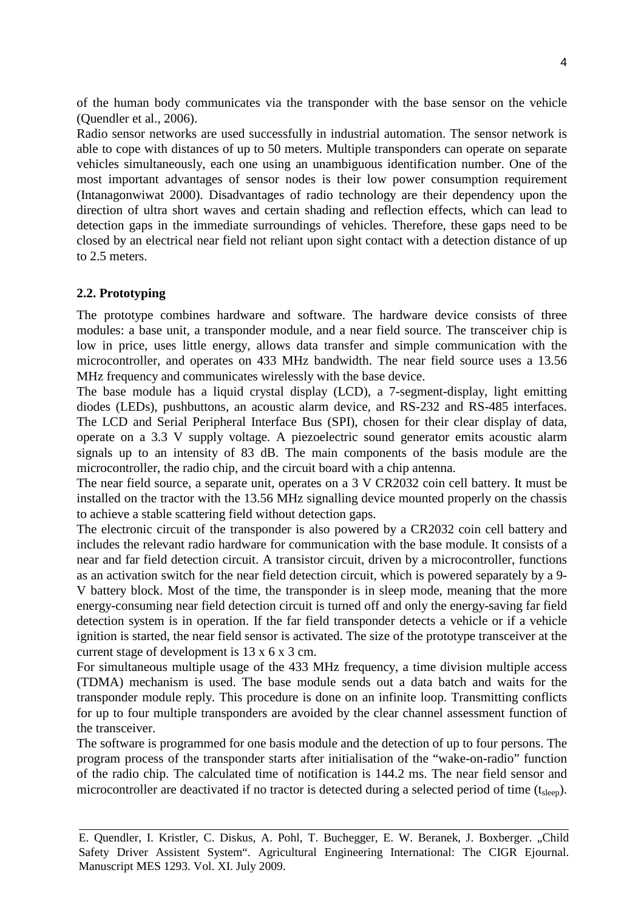of the human body communicates via the transponder with the base sensor on the vehicle (Quendler et al., 2006).

Radio sensor networks are used successfully in industrial automation. The sensor network is able to cope with distances of up to 50 meters. Multiple transponders can operate on separate vehicles simultaneously, each one using an unambiguous identification number. One of the most important advantages of sensor nodes is their low power consumption requirement (Intanagonwiwat 2000). Disadvantages of radio technology are their dependency upon the direction of ultra short waves and certain shading and reflection effects, which can lead to detection gaps in the immediate surroundings of vehicles. Therefore, these gaps need to be closed by an electrical near field not reliant upon sight contact with a detection distance of up to 2.5 meters.

### 2.2. Prototyping

The prototype combines hardware and software. The hardware device consists of three modules: a base unit, a transponder module, and a near field source. The transceiver chip is low in price, uses little energy, allows data transfer and simple communication with the microcontroller, and operates on 433 MHz bandwidth. The near field source uses a 13.56 MHz frequency and communicates wirelessly with the base device.

The base module has a liquid crystal display (LCD), a 7-segment-display, light emitting diodes (LEDs), pushbuttons, an acoustic alarm device, and RS-232 and RS-485 interfaces. The LCD and Serial Peripheral Interface Bus (SPI), chosen for their clear display of data, operate on a 3.3 V supply voltage. A piezoelectric sound generator emits acoustic alarm signals up to an intensity of 83 dB. The main components of the basis module are the microcontroller, the radio chip, and the circuit board with a chip antenna.

The near field source, a separate unit, operates on a 3 V CR2032 coin cell battery. It must be installed on the tractor with the 13.56 MHz signalling device mounted properly on the chassis to achieve a stable scattering field without detection gaps.

The electronic circuit of the transponder is also powered by a CR2032 coin cell battery and includes the relevant radio hardware for communication with the base module. It consists of a near and far field detection circuit. A transistor circuit, driven by a microcontroller, functions as an activation switch for the near field detection circuit, which is powered separately by a 9-V battery block. Most of the time, the transponder is in sleep mode, meaning that the more energy-consuming near field detection circuit is turned off and only the energy-saving far field detection system is in operation. If the far field transponder detects a vehicle or if a vehicle ignition is started, the near field sensor is activated. The size of the prototype transceiver at the current stage of development is 13 x 6 x 3 cm.

For simultaneous multiple usage of the 433 MHz frequency, a time division multiple access (TDMA) mechanism is used. The base module sends out a data batch and waits for the transponder module reply. This procedure is done on an infinite loop. Transmitting conflicts for up to four multiple transponders are avoided by the clear channel assessment function of the transceiver.

The software is programmed for one basis module and the detection of up to four persons. The program process of the transponder starts after initialisation of the "wake-on-radio" function of the radio chip. The calculated time of notification is 144.2 ms. The near field sensor and microcontroller are deactivated if no tractor is detected during a selected period of time ($t_{sleep}$).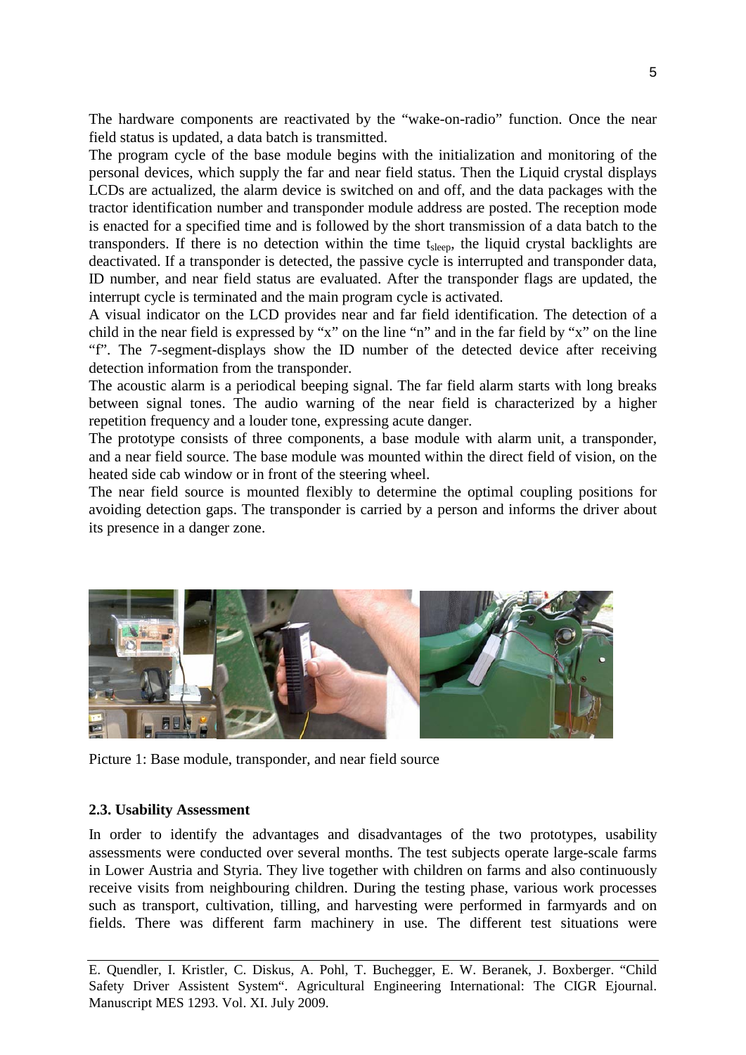The hardware components are reactivated by the "wake-on-radio" function. Once the near field status is updated, a data batch is transmitted.

The program cycle of the base module begins with the initialization and monitoring of the personal devices, which supply the far and near field status. Then the Liquid crystal displays LCDs are actualized, the alarm device is switched on and off, and the data packages with the tractor identification number and transponder module address are posted. The reception mode is enacted for a specified time and is followed by the short transmission of a data batch to the transponders. If there is no detection within the time $t_{sleep}$, the liquid crystal backlights are deactivated. If a transponder is detected, the passive cycle is interrupted and transponder data, ID number, and near field status are evaluated. After the transponder flags are updated, the interrupt cycle is terminated and the main program cycle is activated.

A visual indicator on the LCD provides near and far field identification. The detection of a child in the near field is expressed by "x" on the line "n" and in the far field by "x" on the line "f". The 7-segment-displays show the ID number of the detected device after receiving detection information from the transponder.

The acoustic alarm is a periodical beeping signal. The far field alarm starts with long breaks between signal tones. The audio warning of the near field is characterized by a higher repetition frequency and a louder tone, expressing acute danger.

The prototype consists of three components, a base module with alarm unit, a transponder, and a near field source. The base module was mounted within the direct field of vision, on the heated side cab window or in front of the steering wheel.

The near field source is mounted flexibly to determine the optimal coupling positions for avoiding detection gaps. The transponder is carried by a person and informs the driver about its presence in a danger zone.

Picture 1: Base module, transponder, and near field source

### 2.3. Usability Assessment

In order to identify the advantages and disadvantages of the two prototypes, usability assessments were conducted over several months. The test subjects operate large-scale farms in Lower Austria and Styria. They live together with children on farms and also continuously receive visits from neighbouring children. During the testing phase, various work processes such as transport, cultivation, tilling, and harvesting were performed in farmyards and on fields. There was different farm machinery in use. The different test situations were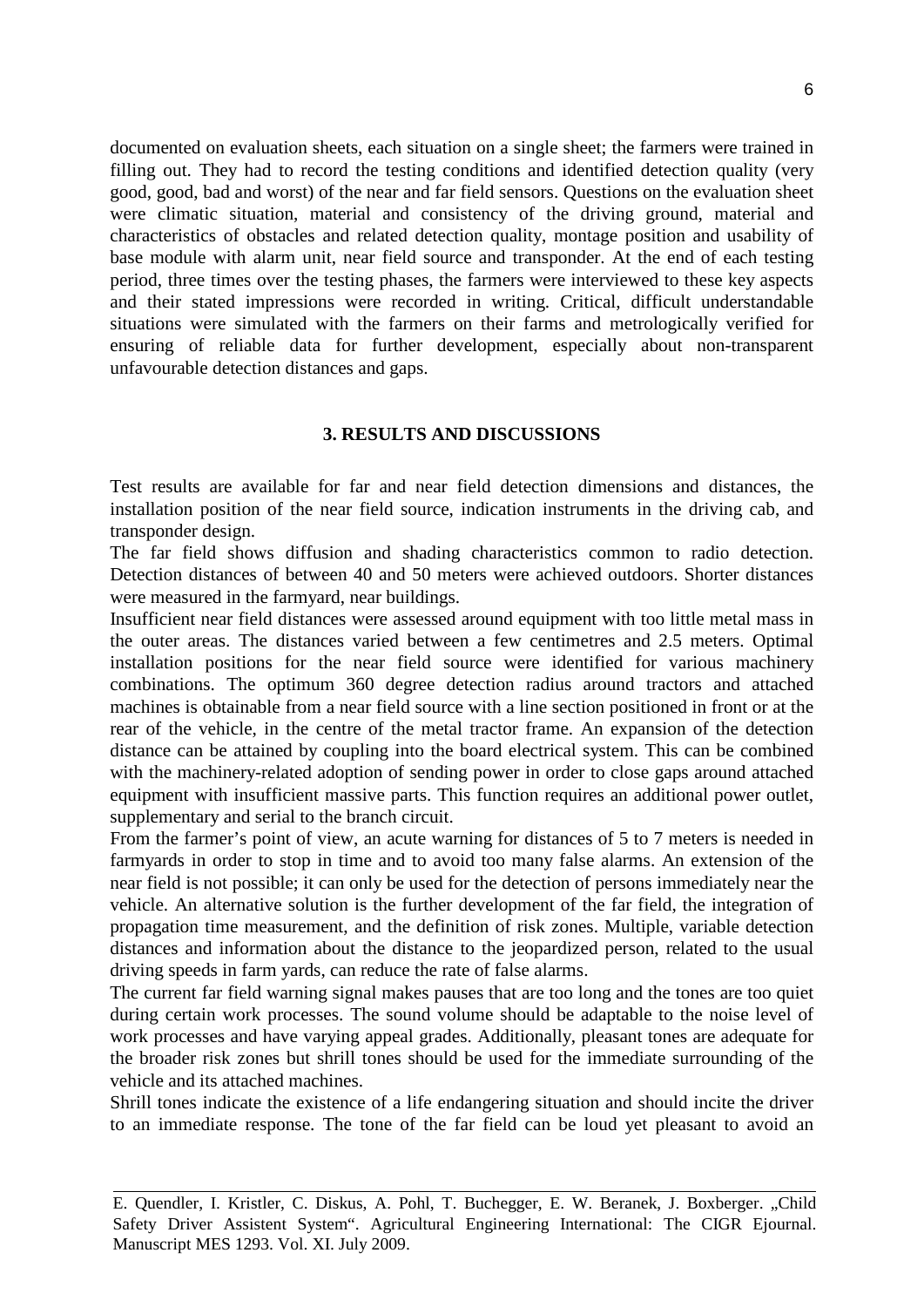documented on evaluation sheets, each situation on a single sheet; the farmers were trained in filling out. They had to record the testing conditions and identified detection quality (very good, good, bad and worst) of the near and far field sensors. Questions on the evaluation sheet were climatic situation, material and consistency of the driving ground, material and characteristics of obstacles and related detection quality, montage position and usability of base module with alarm unit, near field source and transponder. At the end of each testing period, three times over the testing phases, the farmers were interviewed to these key aspects and their stated impressions were recorded in writing. Critical, difficult understandable situations were simulated with the farmers on their farms and metrologically verified for ensuring of reliable data for further development, especially about non-transparent unfavourable detection distances and gaps.

## 3. RESULTS AND DISCUSSIONS

Test results are available for far and near field detection dimensions and distances, the installation position of the near field source, indication instruments in the driving cab, and transponder design.

The far field shows diffusion and shading characteristics common to radio detection. Detection distances of between 40 and 50 meters were achieved outdoors. Shorter distances were measured in the farmyard, near buildings.

Insufficient near field distances were assessed around equipment with too little metal mass in the outer areas. The distances varied between a few centimetres and 2.5 meters. Optimal installation positions for the near field source were identified for various machinery combinations. The optimum 360 degree detection radius around tractors and attached machines is obtainable from a near field source with a line section positioned in front or at the rear of the vehicle, in the centre of the metal tractor frame. An expansion of the detection distance can be attained by coupling into the board electrical system. This can be combined with the machinery-related adoption of sending power in order to close gaps around attached equipment with insufficient massive parts. This function requires an additional power outlet, supplementary and serial to the branch circuit.

From the farmer's point of view, an acute warning for distances of 5 to 7 meters is needed in farmyards in order to stop in time and to avoid too many false alarms. An extension of the near field is not possible; it can only be used for the detection of persons immediately near the vehicle. An alternative solution is the further development of the far field, the integration of propagation time measurement, and the definition of risk zones. Multiple, variable detection distances and information about the distance to the jeopardized person, related to the usual driving speeds in farm yards, can reduce the rate of false alarms.

The current far field warning signal makes pauses that are too long and the tones are too quiet during certain work processes. The sound volume should be adaptable to the noise level of work processes and have varying appeal grades. Additionally, pleasant tones are adequate for the broader risk zones but shrill tones should be used for the immediate surrounding of the vehicle and its attached machines.

Shrill tones indicate the existence of a life endangering situation and should incite the driver to an immediate response. The tone of the far field can be loud yet pleasant to avoid an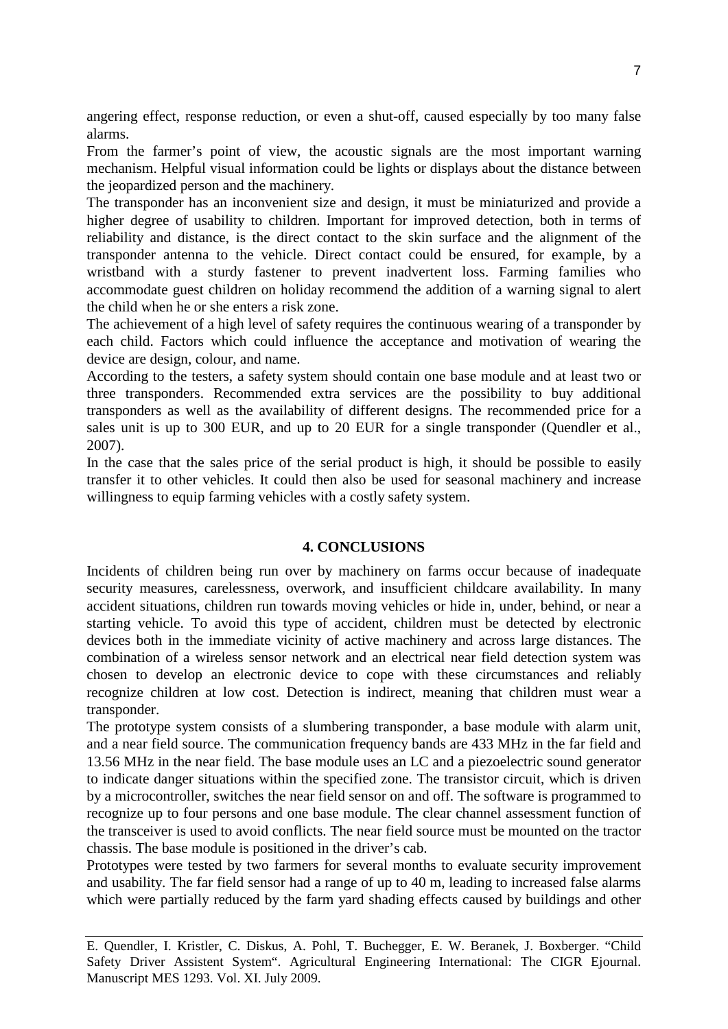angering effect, response reduction, or even a shut-off, caused especially by too many false alarms.

From the farmer's point of view, the acoustic signals are the most important warning mechanism. Helpful visual information could be lights or displays about the distance between the jeopardized person and the machinery.

The transponder has an inconvenient size and design, it must be miniaturized and provide a higher degree of usability to children. Important for improved detection, both in terms of reliability and distance, is the direct contact to the skin surface and the alignment of the transponder antenna to the vehicle. Direct contact could be ensured, for example, by a wristband with a sturdy fastener to prevent inadvertent loss. Farming families who accommodate guest children on holiday recommend the addition of a warning signal to alert the child when he or she enters a risk zone.

The achievement of a high level of safety requires the continuous wearing of a transponder by each child. Factors which could influence the acceptance and motivation of wearing the device are design, colour, and name.

According to the testers, a safety system should contain one base module and at least two or three transponders. Recommended extra services are the possibility to buy additional transponders as well as the availability of different designs. The recommended price for a sales unit is up to 300 EUR, and up to 20 EUR for a single transponder (Quendler et al., 2007).

In the case that the sales price of the serial product is high, it should be possible to easily transfer it to other vehicles. It could then also be used for seasonal machinery and increase willingness to equip farming vehicles with a costly safety system.

## 4. CONCLUSIONS

Incidents of children being run over by machinery on farms occur because of inadequate security measures, carelessness, overwork, and insufficient childcare availability. In many accident situations, children run towards moving vehicles or hide in, under, behind, or near a starting vehicle. To avoid this type of accident, children must be detected by electronic devices both in the immediate vicinity of active machinery and across large distances. The combination of a wireless sensor network and an electrical near field detection system was chosen to develop an electronic device to cope with these circumstances and reliably recognize children at low cost. Detection is indirect, meaning that children must wear a transponder.

The prototype system consists of a slumbering transponder, a base module with alarm unit, and a near field source. The communication frequency bands are 433 MHz in the far field and 13.56 MHz in the near field. The base module uses an LC and a piezoelectric sound generator to indicate danger situations within the specified zone. The transistor circuit, which is driven by a microcontroller, switches the near field sensor on and off. The software is programmed to recognize up to four persons and one base module. The clear channel assessment function of the transceiver is used to avoid conflicts. The near field source must be mounted on the tractor chassis. The base module is positioned in the driver's cab.

Prototypes were tested by two farmers for several months to evaluate security improvement and usability. The far field sensor had a range of up to 40 m, leading to increased false alarms which were partially reduced by the farm yard shading effects caused by buildings and other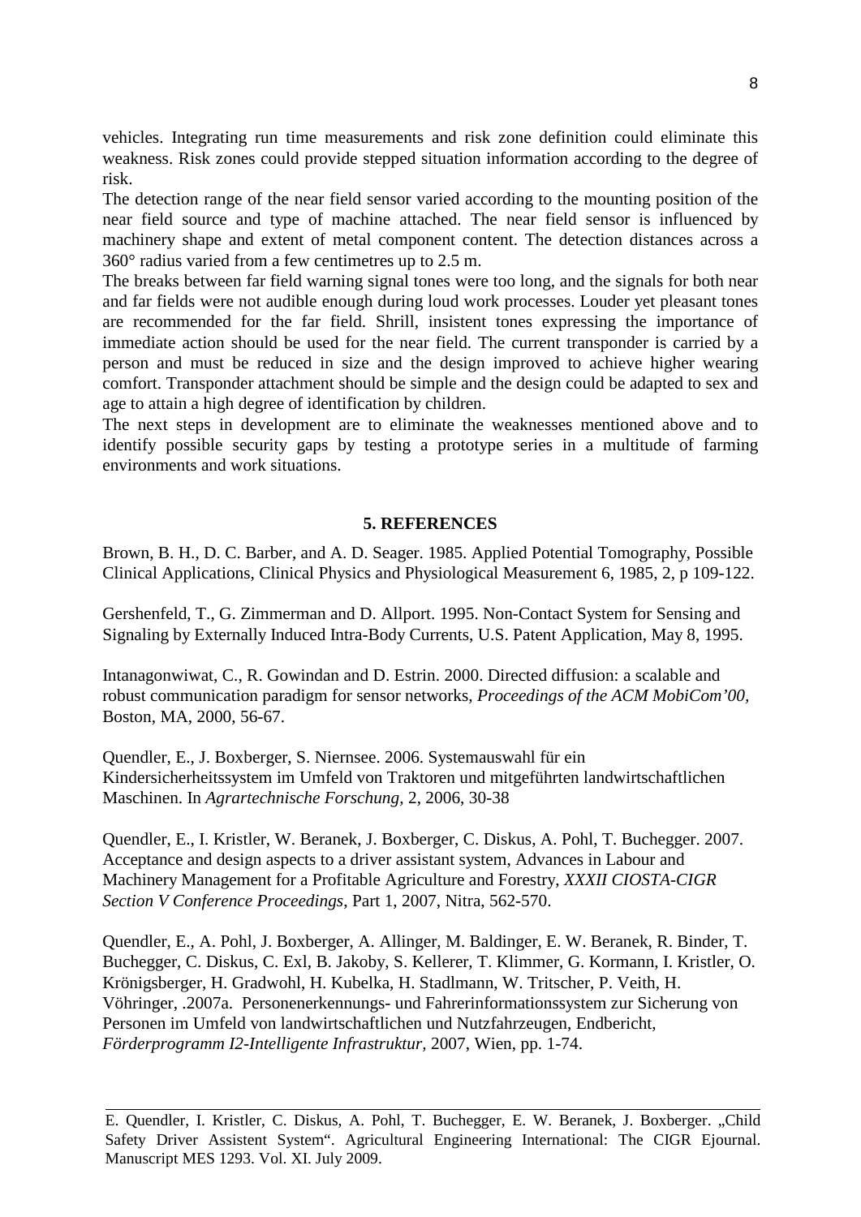vehicles. Integrating run time measurements and risk zone definition could eliminate this weakness. Risk zones could provide stepped situation information according to the degree of risk.

The detection range of the near field sensor varied according to the mounting position of the near field source and type of machine attached. The near field sensor is influenced by machinery shape and extent of metal component content. The detection distances across a 360° radius varied from a few centimetres up to 2.5 m.

The breaks between far field warning signal tones were too long, and the signals for both near and far fields were not audible enough during loud work processes. Louder yet pleasant tones are recommended for the far field. Shrill, insistent tones expressing the importance of immediate action should be used for the near field. The current transponder is carried by a person and must be reduced in size and the design improved to achieve higher wearing comfort. Transponder attachment should be simple and the design could be adapted to sex and age to attain a high degree of identification by children.

The next steps in development are to eliminate the weaknesses mentioned above and to identify possible security gaps by testing a prototype series in a multitude of farming environments and work situations.

## 5. REFERENCES

Brown, B. H., D. C. Barber, and A. D. Seager. 1985. Applied Potential Tomography, Possible Clinical Applications, Clinical Physics and Physiological Measurement 6, 1985, 2, p 109-122.

Gershenfeld, T., G. Zimmerman and D. Allport. 1995. Non-Contact System for Sensing and Signaling by Externally Induced Intra-Body Currents, U.S. Patent Application, May 8, 1995.

Intanagonwiwat, C., R. Gowindan and D. Estrin. 2000. Directed diffusion: a scalable and robust communication paradigm for sensor networks, *Proceedings of the ACM MobiCom'00,* Boston, MA, 2000, 56-67.

Quendler, E., J. Boxberger, S. Niernsee. 2006. Systemauswahl für ein Kindersicherheitssystem im Umfeld von Traktoren und mitgeführten landwirtschaftlichen Maschinen. In *Agrartechnische Forschung,* 2, 2006, 30-38

Quendler, E., I. Kristler, W. Beranek, J. Boxberger, C. Diskus, A. Pohl, T. Buchegger. 2007. Acceptance and design aspects to a driver assistant system, Advances in Labour and Machinery Management for a Profitable Agriculture and Forestry, *XXXII CIOSTA-CIGR Section V Conference Proceedings*, Part 1, 2007, Nitra, 562-570.

Quendler, E., A. Pohl, J. Boxberger, A. Allinger, M. Baldinger, E. W. Beranek, R. Binder, T. Buchegger, C. Diskus, C. Exl, B. Jakoby, S. Kellerer, T. Klimmer, G. Kormann, I. Kristler, O. Krönigsberger, H. Gradwohl, H. Kubelka, H. Stadlmann, W. Tritscher, P. Veith, H. Vöhringer, .2007a. Personenerkennungs- und Fahrerinformationssystem zur Sicherung von Personen im Umfeld von landwirtschaftlichen und Nutzfahrzeugen, Endbericht, *Förderprogramm I2-Intelligente Infrastruktur,* 2007, Wien, pp. 1-74.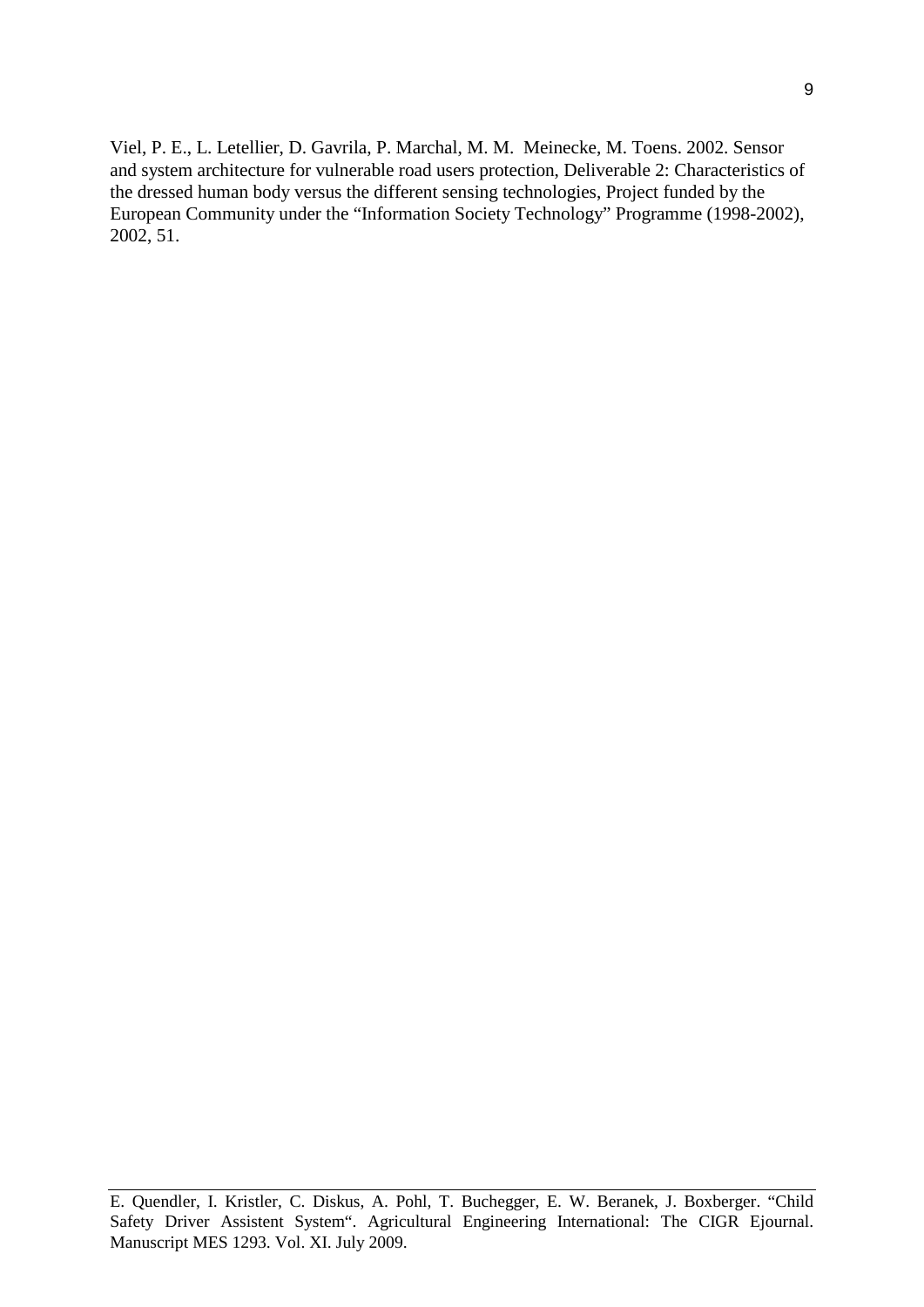Viel, P. E., L. Letellier, D. Gavrila, P. Marchal, M. M. Meinecke, M. Toens. 2002. Sensor and system architecture for vulnerable road users protection, Deliverable 2: Characteristics of the dressed human body versus the different sensing technologies, Project funded by the European Community under the "Information Society Technology" Programme (1998-2002), 2002, 51.